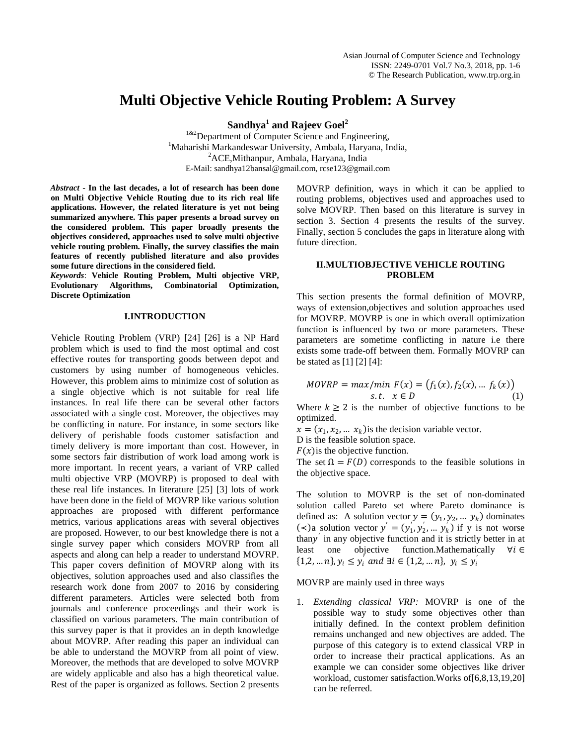# Multi Objective Vehicle Routing Problem: A Survey

**Sandhya[1] and Rajeev Goel[2]**

[1&2]Department of Computer Science and Engineering,
[1]Maharishi Markandeswar University, Ambala, Haryana, India,
[2]ACE,Mithanpur, Ambala, Haryana, India
E-Mail: sandhya12bansal@gmail.com, rcse123@gmail.com

***Abstract* - In the last decades, a lot of research has been done on Multi Objective Vehicle Routing due to its rich real life applications. However, the related literature is yet not being summarized anywhere. This paper presents a broad survey on the considered problem. This paper broadly presents the objectives considered, approaches used to solve multi objective vehicle routing problem. Finally, the survey classifies the main features of recently published literature and also provides some future directions in the considered field.**

***Keywords*: Vehicle Routing Problem, Multi objective VRP, Evolutionary Algorithms, Combinatorial Optimization, Discrete Optimization**

## I.INTRODUCTION

Vehicle Routing Problem (VRP) [24] [26] is a NP Hard problem which is used to find the most optimal and cost effective routes for transporting goods between depot and customers by using number of homogeneous vehicles. However, this problem aims to minimize cost of solution as a single objective which is not suitable for real life instances. In real life there can be several other factors associated with a single cost. Moreover, the objectives may be conflicting in nature. For instance, in some sectors like delivery of perishable foods customer satisfaction and timely delivery is more important than cost. However, in some sectors fair distribution of work load among work is more important. In recent years, a variant of VRP called multi objective VRP (MOVRP) is proposed to deal with these real life instances. In literature [25] [3] lots of work have been done in the field of MOVRP like various solution approaches are proposed with different performance metrics, various applications areas with several objectives are proposed. However, to our best knowledge there is not a single survey paper which considers MOVRP from all aspects and along can help a reader to understand MOVRP. This paper covers definition of MOVRP along with its objectives, solution approaches used and also classifies the research work done from 2007 to 2016 by considering different parameters. Articles were selected both from journals and conference proceedings and their work is classified on various parameters. The main contribution of this survey paper is that it provides an in depth knowledge about MOVRP. After reading this paper an individual can be able to understand the MOVRP from all point of view. Moreover, the methods that are developed to solve MOVRP are widely applicable and also has a high theoretical value. Rest of the paper is organized as follows. Section 2 presents MOVRP definition, ways in which it can be applied to routing problems, objectives used and approaches used to solve MOVRP. Then based on this literature is survey in section 3. Section 4 presents the results of the survey. Finally, section 5 concludes the gaps in literature along with future direction.

## II.MULTIOBJECTIVE VEHICLE ROUTING PROBLEM

This section presents the formal definition of MOVRP, ways of extension,objectives and solution approaches used for MOVRP. MOVRP is one in which overall optimization function is influenced by two or more parameters. These parameters are sometime conflicting in nature i.e there exists some trade-off between them. Formally MOVRP can be stated as [1] [2] [4]:

$$MOVRP = max/min\ F(x) = \left(f_1(x), f_2(x), \ldots\ f_k(x)\right) \\ s.t.\quad x \in D \qquad (1)$$

Where $k \geq 2$ is the number of objective functions to be optimized.

$x = (x_1, x_2, \ldots\ x_k)$is the decision variable vector.

D is the feasible solution space.

$F(x)$is the objective function.

The set $\Omega = F(D)$ corresponds to the feasible solutions in the objective space.

The solution to MOVRP is the set of non-dominated solution called Pareto set where Pareto dominance is defined as: A solution vector $y = (y_1, y_2, \ldots\ y_k)$ dominates ($\prec$)a solution vector $y' = (y_1', y_2', \ldots\ y_k')$ if y is not worse than$y'$ in any objective function and it is strictly better in at least one objective function.Mathematically $\forall i \in \{1,2, \ldots n\}, y_i \leq y_i'\ and\ \exists i \in \{1,2, \ldots n\},\ y_i \leq y_i'$

MOVRP are mainly used in three ways

1. *Extending classical VRP:* MOVRP is one of the possible way to study some objectives other than initially defined. In the context problem definition remains unchanged and new objectives are added. The purpose of this category is to extend classical VRP in order to increase their practical applications. As an example we can consider some objectives like driver workload, customer satisfaction.Works of[6,8,13,19,20] can be referred.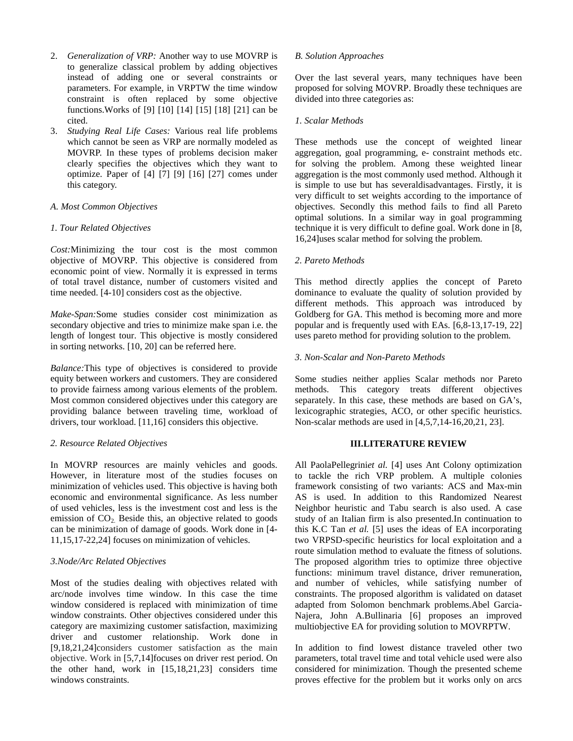2. *Generalization of VRP:* Another way to use MOVRP is to generalize classical problem by adding objectives instead of adding one or several constraints or parameters. For example, in VRPTW the time window constraint is often replaced by some objective functions.Works of [9] [10] [14] [15] [18] [21] can be cited.
3. *Studying Real Life Cases:* Various real life problems which cannot be seen as VRP are normally modeled as MOVRP. In these types of problems decision maker clearly specifies the objectives which they want to optimize. Paper of [4] [7] [9] [16] [27] comes under this category.

### A. Most Common Objectives

#### 1. Tour Related Objectives

*Cost:*Minimizing the tour cost is the most common objective of MOVRP. This objective is considered from economic point of view. Normally it is expressed in terms of total travel distance, number of customers visited and time needed. [4-10] considers cost as the objective.

*Make-Span:*Some studies consider cost minimization as secondary objective and tries to minimize make span i.e. the length of longest tour. This objective is mostly considered in sorting networks. [10, 20] can be referred here.

*Balance:*This type of objectives is considered to provide equity between workers and customers. They are considered to provide fairness among various elements of the problem. Most common considered objectives under this category are providing balance between traveling time, workload of drivers, tour workload. [11,16] considers this objective.

#### 2. Resource Related Objectives

In MOVRP resources are mainly vehicles and goods. However, in literature most of the studies focuses on minimization of vehicles used. This objective is having both economic and environmental significance. As less number of used vehicles, less is the investment cost and less is the emission of $CO_2$. Beside this, an objective related to goods can be minimization of damage of goods. Work done in [4-11,15,17-22,24] focuses on minimization of vehicles.

#### 3.Node/Arc Related Objectives

Most of the studies dealing with objectives related with arc/node involves time window. In this case the time window considered is replaced with minimization of time window constraints. Other objectives considered under this category are maximizing customer satisfaction, maximizing driver and customer relationship. Work done in [9,18,21,24]considers customer satisfaction as the main objective. Work in [5,7,14]focuses on driver rest period. On the other hand, work in [15,18,21,23] considers time windows constraints.

### B. Solution Approaches

Over the last several years, many techniques have been proposed for solving MOVRP. Broadly these techniques are divided into three categories as:

#### 1. Scalar Methods

These methods use the concept of weighted linear aggregation, goal programming, e- constraint methods etc. for solving the problem. Among these weighted linear aggregation is the most commonly used method. Although it is simple to use but has severaldisadvantages. Firstly, it is very difficult to set weights according to the importance of objectives. Secondly this method fails to find all Pareto optimal solutions. In a similar way in goal programming technique it is very difficult to define goal. Work done in [8, 16,24]uses scalar method for solving the problem.

#### 2. Pareto Methods

This method directly applies the concept of Pareto dominance to evaluate the quality of solution provided by different methods. This approach was introduced by Goldberg for GA. This method is becoming more and more popular and is frequently used with EAs. [6,8-13,17-19, 22] uses pareto method for providing solution to the problem.

#### 3. Non-Scalar and Non-Pareto Methods

Some studies neither applies Scalar methods nor Pareto methods. This category treats different objectives separately. In this case, these methods are based on GA's, lexicographic strategies, ACO, or other specific heuristics. Non-scalar methods are used in [4,5,7,14-16,20,21, 23].

## III.LITERATURE REVIEW

All PaolaPellegrini*et al.* [4] uses Ant Colony optimization to tackle the rich VRP problem. A multiple colonies framework consisting of two variants: ACS and Max-min AS is used. In addition to this Randomized Nearest Neighbor heuristic and Tabu search is also used. A case study of an Italian firm is also presented.In continuation to this K.C Tan *et al.* [5] uses the ideas of EA incorporating two VRPSD-specific heuristics for local exploitation and a route simulation method to evaluate the fitness of solutions. The proposed algorithm tries to optimize three objective functions: minimum travel distance, driver remuneration, and number of vehicles, while satisfying number of constraints. The proposed algorithm is validated on dataset adapted from Solomon benchmark problems.Abel Garcia-Najera, John A.Bullinaria [6] proposes an improved multiobjective EA for providing solution to MOVRPTW.

In addition to find lowest distance traveled other two parameters, total travel time and total vehicle used were also considered for minimization. Though the presented scheme proves effective for the problem but it works only on arcs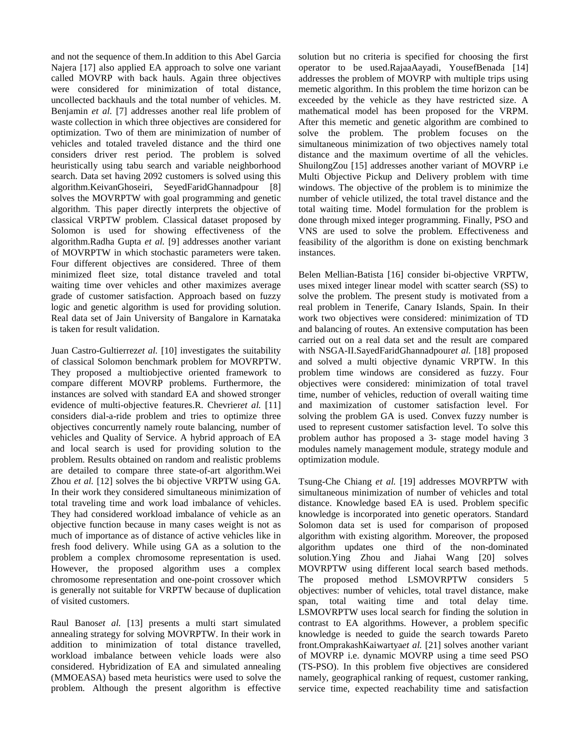and not the sequence of them.In addition to this Abel Garcia Najera [17] also applied EA approach to solve one variant called MOVRP with back hauls. Again three objectives were considered for minimization of total distance, uncollected backhauls and the total number of vehicles. M. Benjamin *et al.* [7] addresses another real life problem of waste collection in which three objectives are considered for optimization. Two of them are minimization of number of vehicles and totaled traveled distance and the third one considers driver rest period. The problem is solved heuristically using tabu search and variable neighborhood search. Data set having 2092 customers is solved using this algorithm.KeivanGhoseiri, SeyedFaridGhannadpour [8] solves the MOVRPTW with goal programming and genetic algorithm. This paper directly interprets the objective of classical VRPTW problem. Classical dataset proposed by Solomon is used for showing effectiveness of the algorithm.Radha Gupta *et al.* [9] addresses another variant of MOVRPTW in which stochastic parameters were taken. Four different objectives are considered. Three of them minimized fleet size, total distance traveled and total waiting time over vehicles and other maximizes average grade of customer satisfaction. Approach based on fuzzy logic and genetic algorithm is used for providing solution. Real data set of Jain University of Bangalore in Karnataka is taken for result validation.

Juan Castro-Gultierrez*et al.* [10] investigates the suitability of classical Solomon benchmark problem for MOVRPTW. They proposed a multiobjective oriented framework to compare different MOVRP problems. Furthermore, the instances are solved with standard EA and showed stronger evidence of multi-objective features.R. Chevrier*et al.* [11] considers dial-a-ride problem and tries to optimize three objectives concurrently namely route balancing, number of vehicles and Quality of Service. A hybrid approach of EA and local search is used for providing solution to the problem. Results obtained on random and realistic problems are detailed to compare three state-of-art algorithm.Wei Zhou *et al.* [12] solves the bi objective VRPTW using GA. In their work they considered simultaneous minimization of total traveling time and work load imbalance of vehicles. They had considered workload imbalance of vehicle as an objective function because in many cases weight is not as much of importance as of distance of active vehicles like in fresh food delivery. While using GA as a solution to the problem a complex chromosome representation is used. However, the proposed algorithm uses a complex chromosome representation and one-point crossover which is generally not suitable for VRPTW because of duplication of visited customers.

Raul Banos*et al.* [13] presents a multi start simulated annealing strategy for solving MOVRPTW. In their work in addition to minimization of total distance travelled, workload imbalance between vehicle loads were also considered. Hybridization of EA and simulated annealing (MMOEASA) based meta heuristics were used to solve the problem. Although the present algorithm is effective solution but no criteria is specified for choosing the first operator to be used.RajaaAayadi, YousefBenada [14] addresses the problem of MOVRP with multiple trips using memetic algorithm. In this problem the time horizon can be exceeded by the vehicle as they have restricted size. A mathematical model has been proposed for the VRPM. After this memetic and genetic algorithm are combined to solve the problem. The problem focuses on the simultaneous minimization of two objectives namely total distance and the maximum overtime of all the vehicles. ShuilongZou [15] addresses another variant of MOVRP i.e Multi Objective Pickup and Delivery problem with time windows. The objective of the problem is to minimize the number of vehicle utilized, the total travel distance and the total waiting time. Model formulation for the problem is done through mixed integer programming. Finally, PSO and VNS are used to solve the problem. Effectiveness and feasibility of the algorithm is done on existing benchmark instances.

Belen Mellian-Batista [16] consider bi-objective VRPTW, uses mixed integer linear model with scatter search (SS) to solve the problem. The present study is motivated from a real problem in Tenerife, Canary Islands, Spain. In their work two objectives were considered: minimization of TD and balancing of routes. An extensive computation has been carried out on a real data set and the result are compared with NSGA-II.SayedFaridGhannadpour*et al.* [18] proposed and solved a multi objective dynamic VRPTW. In this problem time windows are considered as fuzzy. Four objectives were considered: minimization of total travel time, number of vehicles, reduction of overall waiting time and maximization of customer satisfaction level. For solving the problem GA is used. Convex fuzzy number is used to represent customer satisfaction level. To solve this problem author has proposed a 3- stage model having 3 modules namely management module, strategy module and optimization module.

Tsung-Che Chiang *et al.* [19] addresses MOVRPTW with simultaneous minimization of number of vehicles and total distance. Knowledge based EA is used. Problem specific knowledge is incorporated into genetic operators. Standard Solomon data set is used for comparison of proposed algorithm with existing algorithm. Moreover, the proposed algorithm updates one third of the non-dominated solution.Ying Zhou and Jiahai Wang [20] solves MOVRPTW using different local search based methods. The proposed method LSMOVRPTW considers 5 objectives: number of vehicles, total travel distance, make span, total waiting time and total delay time. LSMOVRPTW uses local search for finding the solution in contrast to EA algorithms. However, a problem specific knowledge is needed to guide the search towards Pareto front.OmprakashKaiwartya*et al.* [21] solves another variant of MOVRP i.e. dynamic MOVRP using a time seed PSO (TS-PSO). In this problem five objectives are considered namely, geographical ranking of request, customer ranking, service time, expected reachability time and satisfaction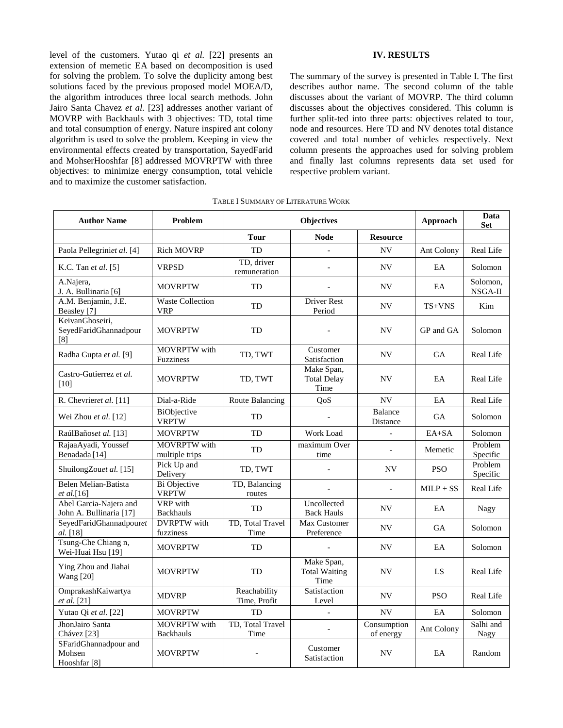level of the customers. Yutao qi *et al.* [22] presents an extension of memetic EA based on decomposition is used for solving the problem. To solve the duplicity among best solutions faced by the previous proposed model MOEA/D, the algorithm introduces three local search methods. John Jairo Santa Chavez *et al.* [23] addresses another variant of MOVRP with Backhauls with 3 objectives: TD, total time and total consumption of energy. Nature inspired ant colony algorithm is used to solve the problem. Keeping in view the environmental effects created by transportation, SayedFarid and MohserHooshfar [8] addressed MOVRPTW with three objectives: to minimize energy consumption, total vehicle and to maximize the customer satisfaction.

## IV. RESULTS

The summary of the survey is presented in Table I. The first describes author name. The second column of the table discusses about the variant of MOVRP. The third column discusses about the objectives considered. This column is further split-ted into three parts: objectives related to tour, node and resources. Here TD and NV denotes total distance covered and total number of vehicles respectively. Next column presents the approaches used for solving problem and finally last columns represents data set used for respective problem variant.

TABLE I SUMMARY OF LITERATURE WORK

| Author Name | Problem | Objectives | | | Approach | Data Set |
|---|---|---|---|---|---|---|
| | | Tour | Node | Resource | | |
| Paola Pellegriniet *al.* [4] | Rich MOVRP | TD | - | NV | Ant Colony | Real Life |
| K.C. Tan *et al.* [5] | VRPSD | TD, driver remuneration | - | NV | EA | Solomon |
| A.Najera, J. A. Bullinaria [6] | MOVRPTW | TD | - | NV | EA | Solomon, NSGA-II |
| A.M. Benjamin, J.E. Beasley [7] | Waste Collection VRP | TD | Driver Rest Period | NV | TS+VNS | Kim |
| KeivanGhoseiri, SeyedFaridGhannadpour [8] | MOVRPTW | TD | - | NV | GP and GA | Solomon |
| Radha Gupta *et al.* [9] | MOVRPTW with Fuzziness | TD, TWT | Customer Satisfaction | NV | GA | Real Life |
| Castro-Gutierrez *et al.* [10] | MOVRPTW | TD, TWT | Make Span, Total Delay Time | NV | EA | Real Life |
| R. Chevrier*et al.* [11] | Dial-a-Ride | Route Balancing | QoS | NV | EA | Real Life |
| Wei Zhou *et al.* [12] | BiObjective VRPTW | TD | - | Balance Distance | GA | Solomon |
| RaúlBaños*et al.* [13] | MOVRPTW | TD | Work Load | - | EA+SA | Solomon |
| RajaaAyadi, Youssef Benadada [14] | MOVRPTW with multiple trips | TD | maximum Over time | - | Memetic | Problem Specific |
| ShuilongZou*et al.* [15] | Pick Up and Delivery | TD, TWT | - | NV | PSO | Problem Specific |
| Belen Melian-Batista *et al.*[16] | Bi Objective VRPTW | TD, Balancing routes | - | - | MILP + SS | Real Life |
| Abel Garcia-Najera and John A. Bullinaria [17] | VRP with Backhauls | TD | Uncollected Back Hauls | NV | EA | Nagy |
| SeyedFaridGhannadpour*et al.* [18] | DVRPTW with fuzziness | TD, Total Travel Time | Max Customer Preference | NV | GA | Solomon |
| Tsung-Che Chiang n, Wei-Huai Hsu [19] | MOVRPTW | TD | - | NV | EA | Solomon |
| Ying Zhou and Jiahai Wang [20] | MOVRPTW | TD | Make Span, Total Waiting Time | NV | LS | Real Life |
| OmprakashKaiwartya *et al.* [21] | MDVRP | Reachability Time, Profit | Satisfaction Level | NV | PSO | Real Life |
| Yutao Qi *et al.* [22] | MOVRPTW | TD | - | NV | EA | Solomon |
| JhonJairo Santa Chávez [23] | MOVRPTW with Backhauls | TD, Total Travel Time | - | Consumption of energy | Ant Colony | Salhi and Nagy |
| SFaridGhannadpour and Mohsen Hooshfar [8] | MOVRPTW | - | Customer Satisfaction | NV | EA | Random |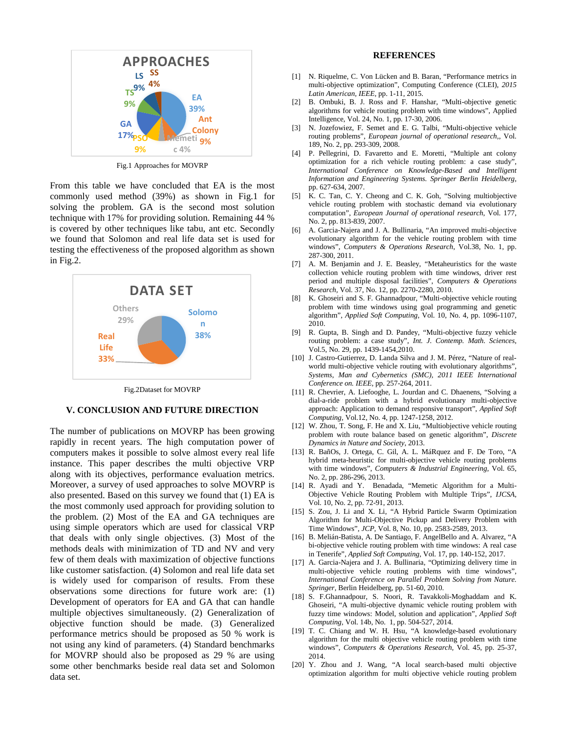APPROACHES

SS 4%

LS 9%

TS 9%

EA 39%

Ant Colony 9%

GA 17%

PSO 9%

Memetic 4%

Fig.1 Approaches for MOVRP

From this table we have concluded that EA is the most commonly used method (39%) as shown in Fig.1 for solving the problem. GA is the second most solution technique with 17% for providing solution. Remaining 44 % is covered by other techniques like tabu, ant etc. Secondly we found that Solomon and real life data set is used for testing the effectiveness of the proposed algorithm as shown in Fig.2.

DATA SET

Others 29%

Solomon 38%

Real Life 33%

Fig.2Dataset for MOVRP

## V. CONCLUSION AND FUTURE DIRECTION

The number of publications on MOVRP has been growing rapidly in recent years. The high computation power of computers makes it possible to solve almost every real life instance. This paper describes the multi objective VRP along with its objectives, performance evaluation metrics. Moreover, a survey of used approaches to solve MOVRP is also presented. Based on this survey we found that (1) EA is the most commonly used approach for providing solution to the problem. (2) Most of the EA and GA techniques are using simple operators which are used for classical VRP that deals with only single objectives. (3) Most of the methods deals with minimization of TD and NV and very few of them deals with maximization of objective functions like customer satisfaction. (4) Solomon and real life data set is widely used for comparison of results. From these observations some directions for future work are: (1) Development of operators for EA and GA that can handle multiple objectives simultaneously. (2) Generalization of objective function should be made. (3) Generalized performance metrics should be proposed as 50 % work is not using any kind of parameters. (4) Standard benchmarks for MOVRP should also be proposed as 29 % are using some other benchmarks beside real data set and Solomon data set.

## REFERENCES

[1] N. Riquelme, C. Von Lücken and B. Baran, "Performance metrics in multi-objective optimization", Computing Conference (CLEI), *2015 Latin American, IEEE*, pp. 1-11, 2015.

[2] B. Ombuki, B. J. Ross and F. Hanshar, "Multi-objective genetic algorithms for vehicle routing problem with time windows", Applied Intelligence, Vol. 24, No. 1, pp. 17-30, 2006.

[3] N. Jozefowiez, F. Semet and E. G. Talbi, "Multi-objective vehicle routing problems", *European journal of operational research*,, Vol. 189, No. 2, pp. 293-309, 2008.

[4] P. Pellegrini, D. Favaretto and E. Moretti, "Multiple ant colony optimization for a rich vehicle routing problem: a case study", *International Conference on Knowledge-Based and Intelligent Information and Engineering Systems. Springer Berlin Heidelberg*, pp. 627-634, 2007.

[5] K. C. Tan, C. Y. Cheong and C. K. Goh, "Solving multiobjective vehicle routing problem with stochastic demand via evolutionary computation", *European Journal of operational research*, Vol. 177, No. 2, pp. 813-839, 2007.

[6] A. Garcia-Najera and J. A. Bullinaria, "An improved multi-objective evolutionary algorithm for the vehicle routing problem with time windows", *Computers & Operations Research*, Vol.38, No. 1, pp. 287-300, 2011.

[7] A. M. Benjamin and J. E. Beasley, "Metaheuristics for the waste collection vehicle routing problem with time windows, driver rest period and multiple disposal facilities", *Computers & Operations Research*, Vol. 37, No. 12, pp. 2270-2280, 2010.

[8] K. Ghoseiri and S. F. Ghannadpour, "Multi-objective vehicle routing problem with time windows using goal programming and genetic algorithm", *Applied Soft Computing*, Vol. 10, No. 4, pp. 1096-1107, 2010.

[9] R. Gupta, B. Singh and D. Pandey, "Multi-objective fuzzy vehicle routing problem: a case study", *Int. J. Contemp. Math. Sciences*, Vol.5, No. 29, pp. 1439-1454,2010.

[10] J. Castro-Gutierrez, D. Landa Silva and J. M. Pérez, "Nature of real-world multi-objective vehicle routing with evolutionary algorithms", *Systems, Man and Cybernetics (SMC), 2011 IEEE International Conference on. IEEE*, pp. 257-264, 2011.

[11] R. Chevrier, A. Liefooghe, L. Jourdan and C. Dhaenens, "Solving a dial-a-ride problem with a hybrid evolutionary multi-objective approach: Application to demand responsive transport", *Applied Soft Computing*, Vol.12, No. 4, pp. 1247-1258, 2012.

[12] W. Zhou, T. Song, F. He and X. Liu, "Multiobjective vehicle routing problem with route balance based on genetic algorithm", *Discrete Dynamics in Nature and Society*, 2013.

[13] R. BañOs, J. Ortega, C. Gil, A. L. MáRquez and F. De Toro, "A hybrid meta-heuristic for multi-objective vehicle routing problems with time windows", *Computers & Industrial Engineering*, Vol. 65, No. 2, pp. 286-296, 2013.

[14] R. Ayadi and Y. Benadada, "Memetic Algorithm for a Multi-Objective Vehicle Routing Problem with Multiple Trips", *IJCSA*, Vol. 10, No. 2, pp. 72-91, 2013.

[15] S. Zou, J. Li and X. Li, "A Hybrid Particle Swarm Optimization Algorithm for Multi-Objective Pickup and Delivery Problem with Time Windows", *JCP*, Vol. 8, No. 10, pp. 2583-2589, 2013.

[16] B. Melián-Batista, A. De Santiago, F. AngelBello and A. Alvarez, "A bi-objective vehicle routing problem with time windows: A real case in Tenerife", *Applied Soft Computing*, Vol. 17, pp. 140-152, 2017.

[17] A. Garcia-Najera and J. A. Bullinaria, "Optimizing delivery time in multi-objective vehicle routing problems with time windows", *International Conference on Parallel Problem Solving from Nature. Springer*, Berlin Heidelberg, pp. 51-60, 2010.

[18] S. F.Ghannadpour, S. Noori, R. Tavakkoli-Moghaddam and K. Ghoseiri, "A multi-objective dynamic vehicle routing problem with fuzzy time windows: Model, solution and application", *Applied Soft Computing*, Vol. 14b, No. 1, pp. 504-527, 2014.

[19] T. C. Chiang and W. H. Hsu, "A knowledge-based evolutionary algorithm for the multi objective vehicle routing problem with time windows", *Computers & Operations Research*, Vol. 45, pp. 25-37, 2014.

[20] Y. Zhou and J. Wang, "A local search-based multi objective optimization algorithm for multi objective vehicle routing problem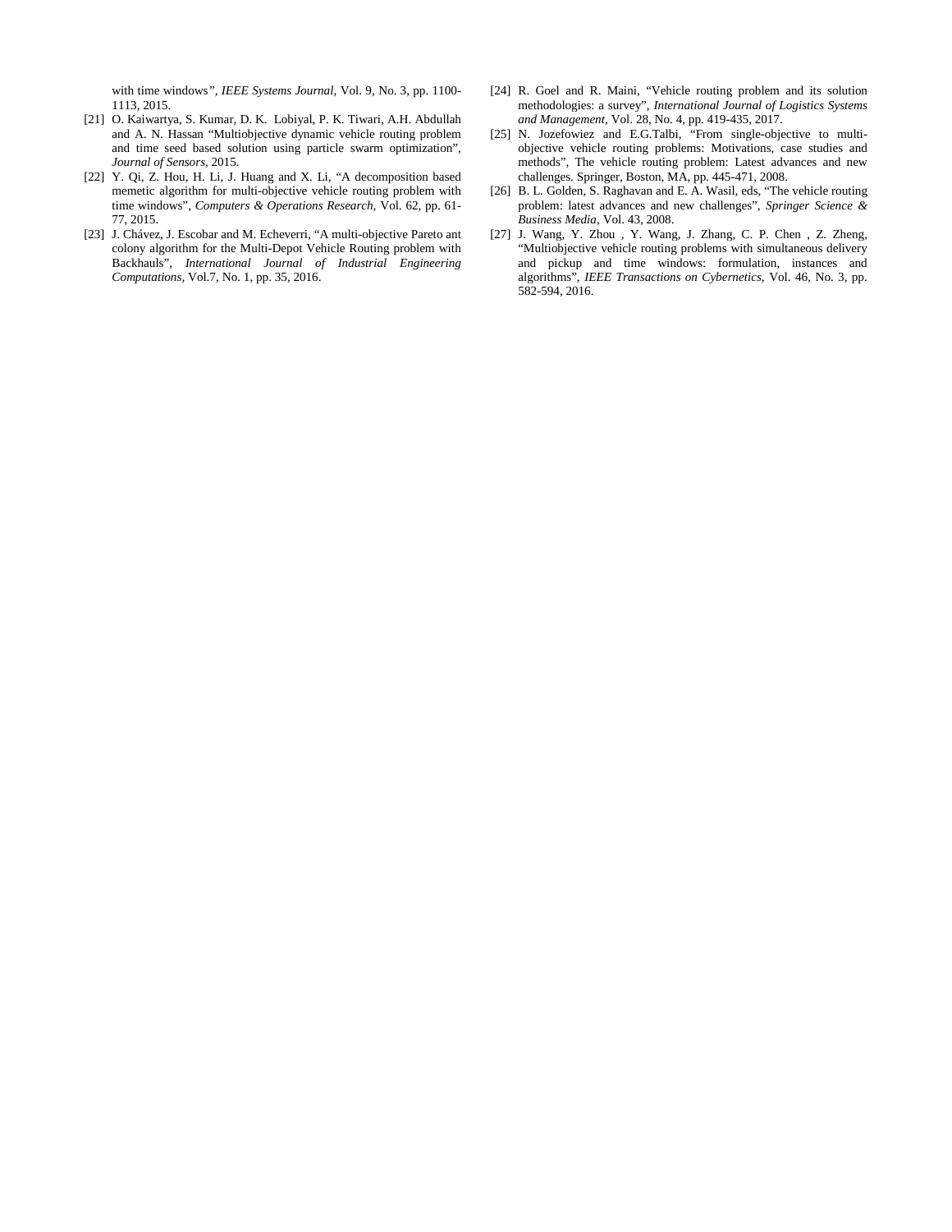with time windows", *IEEE Systems Journal*, Vol. 9, No. 3, pp. 1100-1113, 2015.

[21] O. Kaiwartya, S. Kumar, D. K. Lobiyal, P. K. Tiwari, A.H. Abdullah and A. N. Hassan "Multiobjective dynamic vehicle routing problem and time seed based solution using particle swarm optimization", *Journal of Sensors*, 2015.

[22] Y. Qi, Z. Hou, H. Li, J. Huang and X. Li, "A decomposition based memetic algorithm for multi-objective vehicle routing problem with time windows", *Computers & Operations Research*, Vol. 62, pp. 61-77, 2015.

[23] J. Chávez, J. Escobar and M. Echeverri, "A multi-objective Pareto ant colony algorithm for the Multi-Depot Vehicle Routing problem with Backhauls", *International Journal of Industrial Engineering Computations*, Vol.7, No. 1, pp. 35, 2016.

[24] R. Goel and R. Maini, "Vehicle routing problem and its solution methodologies: a survey", *International Journal of Logistics Systems and Management*, Vol. 28, No. 4, pp. 419-435, 2017.

[25] N. Jozefowiez and E.G.Talbi, "From single-objective to multi-objective vehicle routing problems: Motivations, case studies and methods", The vehicle routing problem: Latest advances and new challenges. Springer, Boston, MA, pp. 445-471, 2008.

[26] B. L. Golden, S. Raghavan and E. A. Wasil, eds, "The vehicle routing problem: latest advances and new challenges", *Springer Science & Business Media*, Vol. 43, 2008.

[27] J. Wang, Y. Zhou , Y. Wang, J. Zhang, C. P. Chen , Z. Zheng, "Multiobjective vehicle routing problems with simultaneous delivery and pickup and time windows: formulation, instances and algorithms", *IEEE Transactions on Cybernetics*, Vol. 46, No. 3, pp. 582-594, 2016.